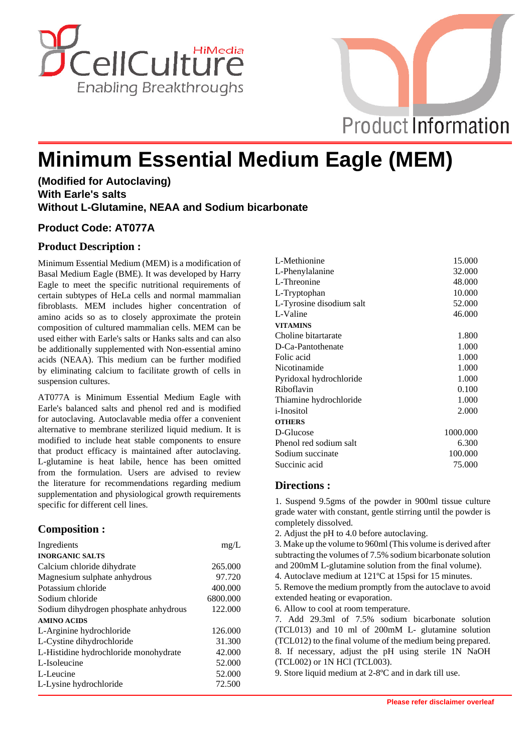# Minimum Essential Medium Eagle (MEM)

**(Modified for Autoclaving)**
**With Earle's salts**
**Without L-Glutamine, NEAA and Sodium bicarbonate**

### Product Code: AT077A

## Product Description :

Minimum Essential Medium (MEM) is a modification of Basal Medium Eagle (BME). It was developed by Harry Eagle to meet the specific nutritional requirements of certain subtypes of HeLa cells and normal mammalian fibroblasts. MEM includes higher concentration of amino acids so as to closely approximate the protein composition of cultured mammalian cells. MEM can be used either with Earle's salts or Hanks salts and can also be additionally supplemented with Non-essential amino acids (NEAA). This medium can be further modified by eliminating calcium to facilitate growth of cells in suspension cultures.

AT077A is Minimum Essential Medium Eagle with Earle's balanced salts and phenol red and is modified for autoclaving. Autoclavable media offer a convenient alternative to membrane sterilized liquid medium. It is modified to include heat stable components to ensure that product efficacy is maintained after autoclaving. L-glutamine is heat labile, hence has been omitted from the formulation. Users are advised to review the literature for recommendations regarding medium supplementation and physiological growth requirements specific for different cell lines.

## Composition :

| Ingredients | mg/L |
|---|---|
| **INORGANIC SALTS** | |
| Calcium chloride dihydrate | 265.000 |
| Magnesium sulphate anhydrous | 97.720 |
| Potassium chloride | 400.000 |
| Sodium chloride | 6800.000 |
| Sodium dihydrogen phosphate anhydrous | 122.000 |
| **AMINO ACIDS** | |
| L-Arginine hydrochloride | 126.000 |
| L-Cystine dihydrochloride | 31.300 |
| L-Histidine hydrochloride monohydrate | 42.000 |
| L-Isoleucine | 52.000 |
| L-Leucine | 52.000 |
| L-Lysine hydrochloride | 72.500 |
| L-Methionine | 15.000 |
| L-Phenylalanine | 32.000 |
| L-Threonine | 48.000 |
| L-Tryptophan | 10.000 |
| L-Tyrosine disodium salt | 52.000 |
| L-Valine | 46.000 |
| **VITAMINS** | |
| Choline bitartarate | 1.800 |
| D-Ca-Pantothenate | 1.000 |
| Folic acid | 1.000 |
| Nicotinamide | 1.000 |
| Pyridoxal hydrochloride | 1.000 |
| Riboflavin | 0.100 |
| Thiamine hydrochloride | 1.000 |
| i-Inositol | 2.000 |
| **OTHERS** | |
| D-Glucose | 1000.000 |
| Phenol red sodium salt | 6.300 |
| Sodium succinate | 100.000 |
| Succinic acid | 75.000 |

## Directions :

1. Suspend 9.5gms of the powder in 900ml tissue culture grade water with constant, gentle stirring until the powder is completely dissolved.
2. Adjust the pH to 4.0 before autoclaving.
3. Make up the volume to 960ml (This volume is derived after subtracting the volumes of 7.5% sodium bicarbonate solution and 200mM L-glutamine solution from the final volume).
4. Autoclave medium at 121ºC at 15psi for 15 minutes.
5. Remove the medium promptly from the autoclave to avoid extended heating or evaporation.
6. Allow to cool at room temperature.
7. Add 29.3ml of 7.5% sodium bicarbonate solution (TCL013) and 10 ml of 200mM L- glutamine solution (TCL012) to the final volume of the medium being prepared.
8. If necessary, adjust the pH using sterile 1N NaOH (TCL002) or 1N HCl (TCL003).
9. Store liquid medium at 2-8ºC and in dark till use.

**Please refer disclaimer overleaf**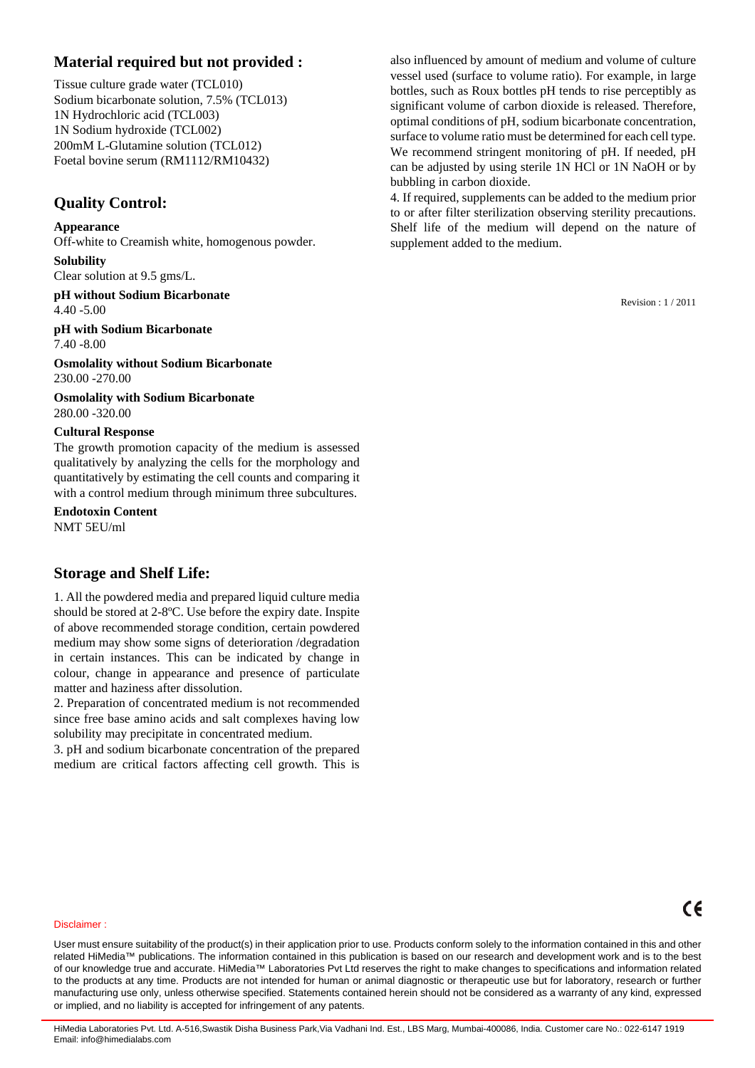## Material required but not provided :

Tissue culture grade water (TCL010)
Sodium bicarbonate solution, 7.5% (TCL013)
1N Hydrochloric acid (TCL003)
1N Sodium hydroxide (TCL002)
200mM L-Glutamine solution (TCL012)
Foetal bovine serum (RM1112/RM10432)

## Quality Control:

**Appearance**
Off-white to Creamish white, homogenous powder.

**Solubility**
Clear solution at 9.5 gms/L.

**pH without Sodium Bicarbonate**
4.40 -5.00

**pH with Sodium Bicarbonate**
7.40 -8.00

**Osmolality without Sodium Bicarbonate**
230.00 -270.00

**Osmolality with Sodium Bicarbonate**
280.00 -320.00

**Cultural Response**
The growth promotion capacity of the medium is assessed qualitatively by analyzing the cells for the morphology and quantitatively by estimating the cell counts and comparing it with a control medium through minimum three subcultures.

**Endotoxin Content**
NMT 5EU/ml

## Storage and Shelf Life:

1. All the powdered media and prepared liquid culture media should be stored at 2-8ºC. Use before the expiry date. Inspite of above recommended storage condition, certain powdered medium may show some signs of deterioration /degradation in certain instances. This can be indicated by change in colour, change in appearance and presence of particulate matter and haziness after dissolution.
2. Preparation of concentrated medium is not recommended since free base amino acids and salt complexes having low solubility may precipitate in concentrated medium.
3. pH and sodium bicarbonate concentration of the prepared medium are critical factors affecting cell growth. This is also influenced by amount of medium and volume of culture vessel used (surface to volume ratio). For example, in large bottles, such as Roux bottles pH tends to rise perceptibly as significant volume of carbon dioxide is released. Therefore, optimal conditions of pH, sodium bicarbonate concentration, surface to volume ratio must be determined for each cell type. We recommend stringent monitoring of pH. If needed, pH can be adjusted by using sterile 1N HCl or 1N NaOH or by bubbling in carbon dioxide.
4. If required, supplements can be added to the medium prior to or after filter sterilization observing sterility precautions. Shelf life of the medium will depend on the nature of supplement added to the medium.

Revision : 1 / 2011

Disclaimer :

User must ensure suitability of the product(s) in their application prior to use. Products conform solely to the information contained in this and other related HiMedia™ publications. The information contained in this publication is based on our research and development work and is to the best of our knowledge true and accurate. HiMedia™ Laboratories Pvt Ltd reserves the right to make changes to specifications and information related to the products at any time. Products are not intended for human or animal diagnostic or therapeutic use but for laboratory, research or further manufacturing use only, unless otherwise specified. Statements contained herein should not be considered as a warranty of any kind, expressed or implied, and no liability is accepted for infringement of any patents.

HiMedia Laboratories Pvt. Ltd. A-516,Swastik Disha Business Park,Via Vadhani Ind. Est., LBS Marg, Mumbai-400086, India. Customer care No.: 022-6147 1919 Email: info@himedialabs.com